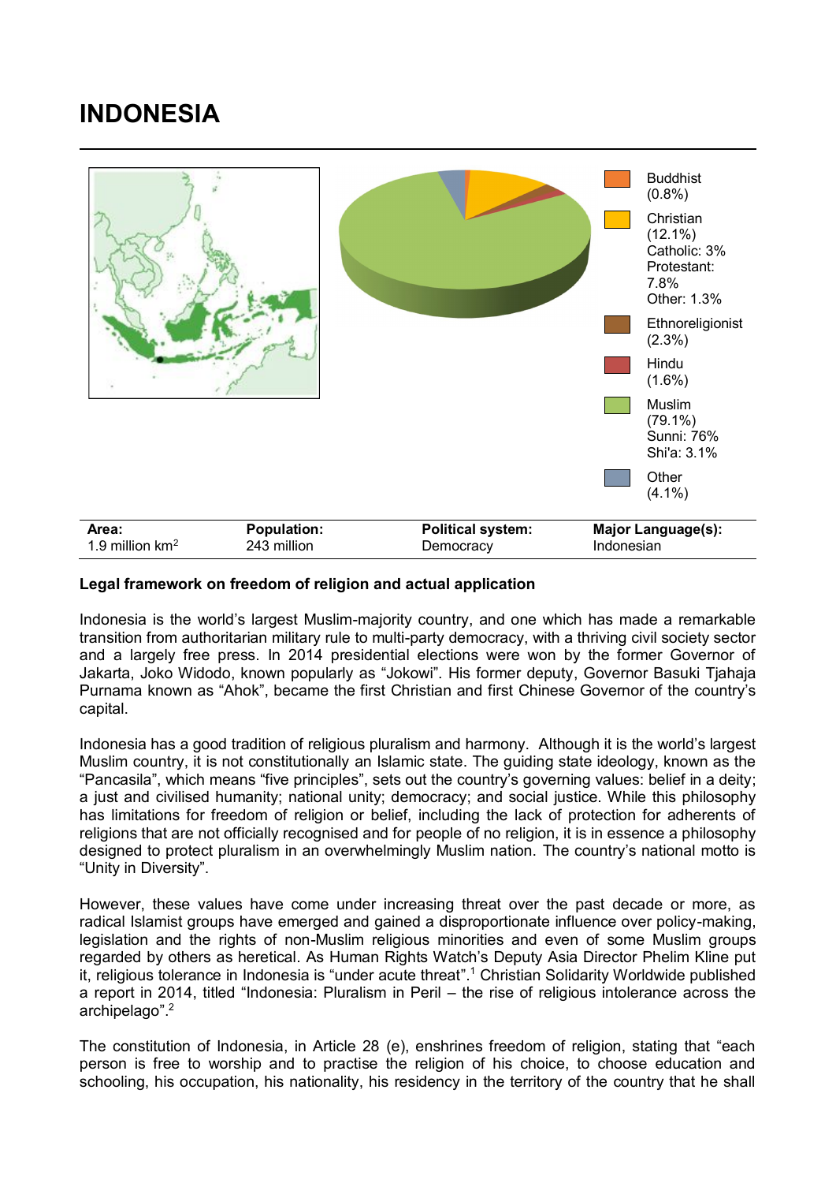# INDONESIA

Buddhist (0.8%)

Christian (12.1%)
Catholic: 3%
Protestant: 7.8%
Other: 1.3%

Ethnoreligionist (2.3%)

Hindu (1.6%)

Muslim (79.1%)
Sunni: 76%
Shi'a: 3.1%

Other (4.1%)

| Area: | Population: | Political system: | Major Language(s): |
|---|---|---|---|
| 1.9 million km$^2$ | 243 million | Democracy | Indonesian |

**Legal framework on freedom of religion and actual application**

Indonesia is the world's largest Muslim-majority country, and one which has made a remarkable transition from authoritarian military rule to multi-party democracy, with a thriving civil society sector and a largely free press. In 2014 presidential elections were won by the former Governor of Jakarta, Joko Widodo, known popularly as "Jokowi". His former deputy, Governor Basuki Tjahaja Purnama known as "Ahok", became the first Christian and first Chinese Governor of the country's capital.

Indonesia has a good tradition of religious pluralism and harmony. Although it is the world's largest Muslim country, it is not constitutionally an Islamic state. The guiding state ideology, known as the "Pancasila", which means "five principles", sets out the country's governing values: belief in a deity; a just and civilised humanity; national unity; democracy; and social justice. While this philosophy has limitations for freedom of religion or belief, including the lack of protection for adherents of religions that are not officially recognised and for people of no religion, it is in essence a philosophy designed to protect pluralism in an overwhelmingly Muslim nation. The country's national motto is "Unity in Diversity".

However, these values have come under increasing threat over the past decade or more, as radical Islamist groups have emerged and gained a disproportionate influence over policy-making, legislation and the rights of non-Muslim religious minorities and even of some Muslim groups regarded by others as heretical. As Human Rights Watch's Deputy Asia Director Phelim Kline put it, religious tolerance in Indonesia is "under acute threat".[1] Christian Solidarity Worldwide published a report in 2014, titled "Indonesia: Pluralism in Peril – the rise of religious intolerance across the archipelago".[2]

The constitution of Indonesia, in Article 28 (e), enshrines freedom of religion, stating that "each person is free to worship and to practise the religion of his choice, to choose education and schooling, his occupation, his nationality, his residency in the territory of the country that he shall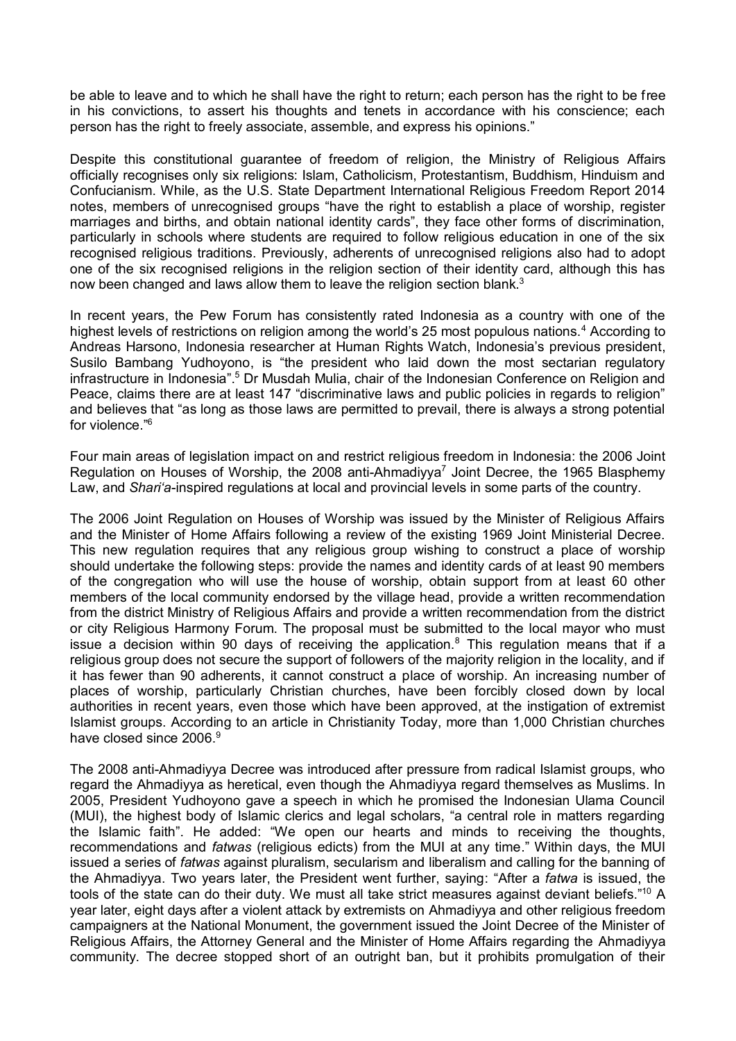be able to leave and to which he shall have the right to return; each person has the right to be free in his convictions, to assert his thoughts and tenets in accordance with his conscience; each person has the right to freely associate, assemble, and express his opinions."

Despite this constitutional guarantee of freedom of religion, the Ministry of Religious Affairs officially recognises only six religions: Islam, Catholicism, Protestantism, Buddhism, Hinduism and Confucianism. While, as the U.S. State Department International Religious Freedom Report 2014 notes, members of unrecognised groups "have the right to establish a place of worship, register marriages and births, and obtain national identity cards", they face other forms of discrimination, particularly in schools where students are required to follow religious education in one of the six recognised religious traditions. Previously, adherents of unrecognised religions also had to adopt one of the six recognised religions in the religion section of their identity card, although this has now been changed and laws allow them to leave the religion section blank.[3]

In recent years, the Pew Forum has consistently rated Indonesia as a country with one of the highest levels of restrictions on religion among the world's 25 most populous nations.[4] According to Andreas Harsono, Indonesia researcher at Human Rights Watch, Indonesia's previous president, Susilo Bambang Yudhoyono, is "the president who laid down the most sectarian regulatory infrastructure in Indonesia".[5] Dr Musdah Mulia, chair of the Indonesian Conference on Religion and Peace, claims there are at least 147 "discriminative laws and public policies in regards to religion" and believes that "as long as those laws are permitted to prevail, there is always a strong potential for violence."[6]

Four main areas of legislation impact on and restrict religious freedom in Indonesia: the 2006 Joint Regulation on Houses of Worship, the 2008 anti-Ahmadiyya[7] Joint Decree, the 1965 Blasphemy Law, and *Shari'a*-inspired regulations at local and provincial levels in some parts of the country.

The 2006 Joint Regulation on Houses of Worship was issued by the Minister of Religious Affairs and the Minister of Home Affairs following a review of the existing 1969 Joint Ministerial Decree. This new regulation requires that any religious group wishing to construct a place of worship should undertake the following steps: provide the names and identity cards of at least 90 members of the congregation who will use the house of worship, obtain support from at least 60 other members of the local community endorsed by the village head, provide a written recommendation from the district Ministry of Religious Affairs and provide a written recommendation from the district or city Religious Harmony Forum. The proposal must be submitted to the local mayor who must issue a decision within 90 days of receiving the application.[8] This regulation means that if a religious group does not secure the support of followers of the majority religion in the locality, and if it has fewer than 90 adherents, it cannot construct a place of worship. An increasing number of places of worship, particularly Christian churches, have been forcibly closed down by local authorities in recent years, even those which have been approved, at the instigation of extremist Islamist groups. According to an article in Christianity Today, more than 1,000 Christian churches have closed since 2006.[9]

The 2008 anti-Ahmadiyya Decree was introduced after pressure from radical Islamist groups, who regard the Ahmadiyya as heretical, even though the Ahmadiyya regard themselves as Muslims. In 2005, President Yudhoyono gave a speech in which he promised the Indonesian Ulama Council (MUI), the highest body of Islamic clerics and legal scholars, "a central role in matters regarding the Islamic faith". He added: "We open our hearts and minds to receiving the thoughts, recommendations and *fatwas* (religious edicts) from the MUI at any time." Within days, the MUI issued a series of *fatwas* against pluralism, secularism and liberalism and calling for the banning of the Ahmadiyya. Two years later, the President went further, saying: "After a *fatwa* is issued, the tools of the state can do their duty. We must all take strict measures against deviant beliefs."[10] A year later, eight days after a violent attack by extremists on Ahmadiyya and other religious freedom campaigners at the National Monument, the government issued the Joint Decree of the Minister of Religious Affairs, the Attorney General and the Minister of Home Affairs regarding the Ahmadiyya community. The decree stopped short of an outright ban, but it prohibits promulgation of their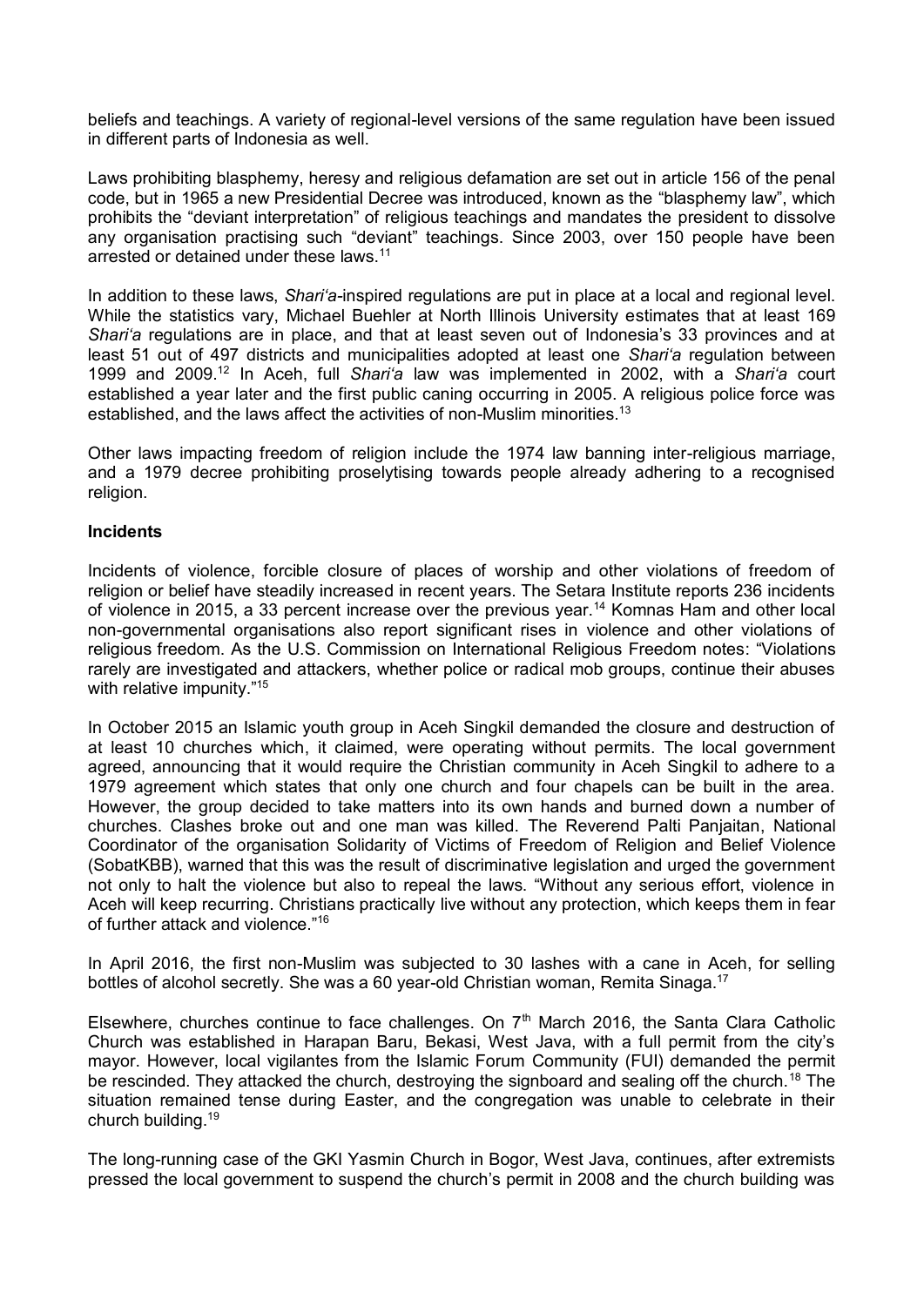beliefs and teachings. A variety of regional-level versions of the same regulation have been issued in different parts of Indonesia as well.

Laws prohibiting blasphemy, heresy and religious defamation are set out in article 156 of the penal code, but in 1965 a new Presidential Decree was introduced, known as the "blasphemy law", which prohibits the "deviant interpretation" of religious teachings and mandates the president to dissolve any organisation practising such "deviant" teachings. Since 2003, over 150 people have been arrested or detained under these laws.[11]

In addition to these laws, *Shari'a*-inspired regulations are put in place at a local and regional level. While the statistics vary, Michael Buehler at North Illinois University estimates that at least 169 *Shari'a* regulations are in place, and that at least seven out of Indonesia's 33 provinces and at least 51 out of 497 districts and municipalities adopted at least one *Shari'a* regulation between 1999 and 2009.[12] In Aceh, full *Shari'a* law was implemented in 2002, with a *Shari'a* court established a year later and the first public caning occurring in 2005. A religious police force was established, and the laws affect the activities of non-Muslim minorities.[13]

Other laws impacting freedom of religion include the 1974 law banning inter-religious marriage, and a 1979 decree prohibiting proselytising towards people already adhering to a recognised religion.

**Incidents**

Incidents of violence, forcible closure of places of worship and other violations of freedom of religion or belief have steadily increased in recent years. The Setara Institute reports 236 incidents of violence in 2015, a 33 percent increase over the previous year.[14] Komnas Ham and other local non-governmental organisations also report significant rises in violence and other violations of religious freedom. As the U.S. Commission on International Religious Freedom notes: "Violations rarely are investigated and attackers, whether police or radical mob groups, continue their abuses with relative impunity."[15]

In October 2015 an Islamic youth group in Aceh Singkil demanded the closure and destruction of at least 10 churches which, it claimed, were operating without permits. The local government agreed, announcing that it would require the Christian community in Aceh Singkil to adhere to a 1979 agreement which states that only one church and four chapels can be built in the area. However, the group decided to take matters into its own hands and burned down a number of churches. Clashes broke out and one man was killed. The Reverend Palti Panjaitan, National Coordinator of the organisation Solidarity of Victims of Freedom of Religion and Belief Violence (SobatKBB), warned that this was the result of discriminative legislation and urged the government not only to halt the violence but also to repeal the laws. "Without any serious effort, violence in Aceh will keep recurring. Christians practically live without any protection, which keeps them in fear of further attack and violence."[16]

In April 2016, the first non-Muslim was subjected to 30 lashes with a cane in Aceh, for selling bottles of alcohol secretly. She was a 60 year-old Christian woman, Remita Sinaga.[17]

Elsewhere, churches continue to face challenges. On 7th March 2016, the Santa Clara Catholic Church was established in Harapan Baru, Bekasi, West Java, with a full permit from the city's mayor. However, local vigilantes from the Islamic Forum Community (FUI) demanded the permit be rescinded. They attacked the church, destroying the signboard and sealing off the church.[18] The situation remained tense during Easter, and the congregation was unable to celebrate in their church building.[19]

The long-running case of the GKI Yasmin Church in Bogor, West Java, continues, after extremists pressed the local government to suspend the church's permit in 2008 and the church building was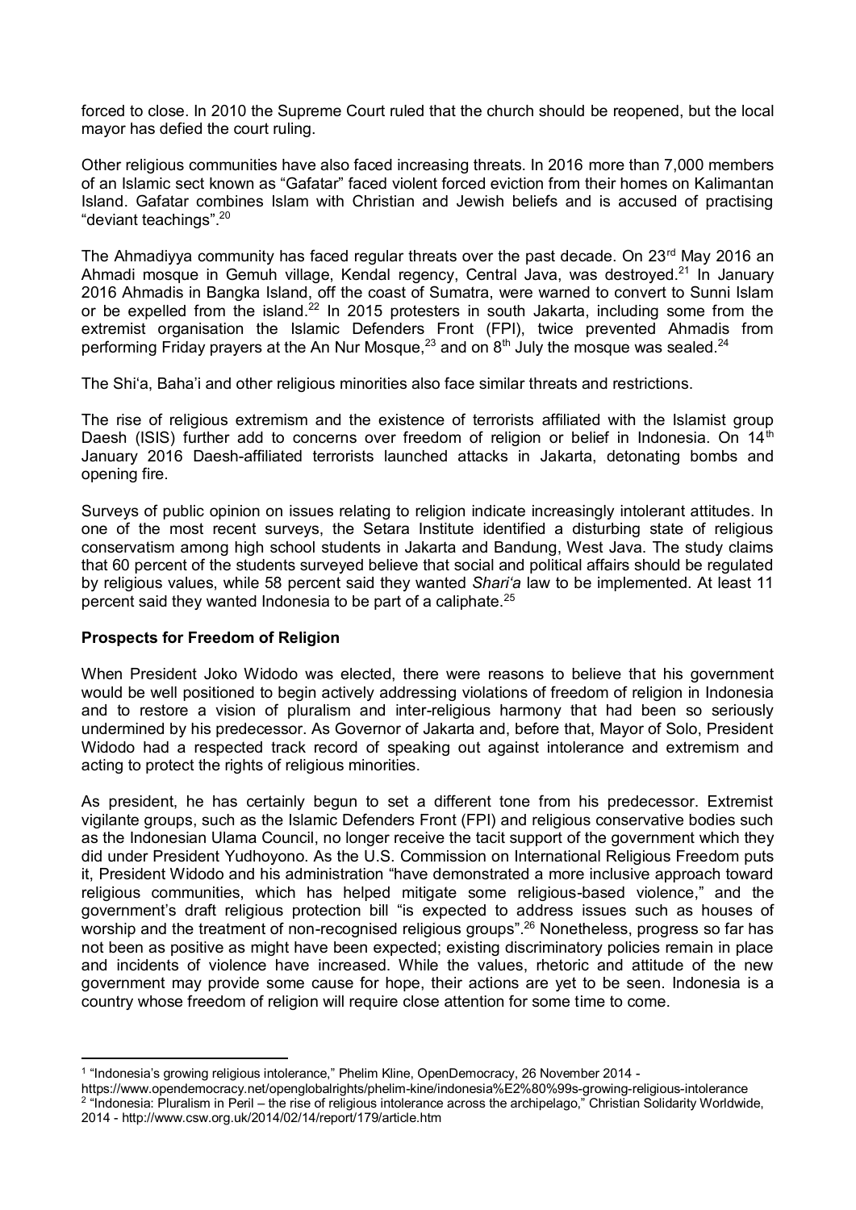forced to close. In 2010 the Supreme Court ruled that the church should be reopened, but the local mayor has defied the court ruling.

Other religious communities have also faced increasing threats. In 2016 more than 7,000 members of an Islamic sect known as "Gafatar" faced violent forced eviction from their homes on Kalimantan Island. Gafatar combines Islam with Christian and Jewish beliefs and is accused of practising "deviant teachings".[20]

The Ahmadiyya community has faced regular threats over the past decade. On 23rd May 2016 an Ahmadi mosque in Gemuh village, Kendal regency, Central Java, was destroyed.[21] In January 2016 Ahmadis in Bangka Island, off the coast of Sumatra, were warned to convert to Sunni Islam or be expelled from the island.[22] In 2015 protesters in south Jakarta, including some from the extremist organisation the Islamic Defenders Front (FPI), twice prevented Ahmadis from performing Friday prayers at the An Nur Mosque,[23] and on 8th July the mosque was sealed.[24]

The Shi'a, Baha'i and other religious minorities also face similar threats and restrictions.

The rise of religious extremism and the existence of terrorists affiliated with the Islamist group Daesh (ISIS) further add to concerns over freedom of religion or belief in Indonesia. On 14th January 2016 Daesh-affiliated terrorists launched attacks in Jakarta, detonating bombs and opening fire.

Surveys of public opinion on issues relating to religion indicate increasingly intolerant attitudes. In one of the most recent surveys, the Setara Institute identified a disturbing state of religious conservatism among high school students in Jakarta and Bandung, West Java. The study claims that 60 percent of the students surveyed believe that social and political affairs should be regulated by religious values, while 58 percent said they wanted *Shari'a* law to be implemented. At least 11 percent said they wanted Indonesia to be part of a caliphate.[25]

**Prospects for Freedom of Religion**

When President Joko Widodo was elected, there were reasons to believe that his government would be well positioned to begin actively addressing violations of freedom of religion in Indonesia and to restore a vision of pluralism and inter-religious harmony that had been so seriously undermined by his predecessor. As Governor of Jakarta and, before that, Mayor of Solo, President Widodo had a respected track record of speaking out against intolerance and extremism and acting to protect the rights of religious minorities.

As president, he has certainly begun to set a different tone from his predecessor. Extremist vigilante groups, such as the Islamic Defenders Front (FPI) and religious conservative bodies such as the Indonesian Ulama Council, no longer receive the tacit support of the government which they did under President Yudhoyono. As the U.S. Commission on International Religious Freedom puts it, President Widodo and his administration "have demonstrated a more inclusive approach toward religious communities, which has helped mitigate some religious-based violence," and the government's draft religious protection bill "is expected to address issues such as houses of worship and the treatment of non-recognised religious groups".[26] Nonetheless, progress so far has not been as positive as might have been expected; existing discriminatory policies remain in place and incidents of violence have increased. While the values, rhetoric and attitude of the new government may provide some cause for hope, their actions are yet to be seen. Indonesia is a country whose freedom of religion will require close attention for some time to come.

---

[1] "Indonesia's growing religious intolerance," Phelim Kline, OpenDemocracy, 26 November 2014 - https://www.opendemocracy.net/openglobalrights/phelim-kine/indonesia%E2%80%99s-growing-religious-intolerance

[2] "Indonesia: Pluralism in Peril – the rise of religious intolerance across the archipelago," Christian Solidarity Worldwide, 2014 - http://www.csw.org.uk/2014/02/14/report/179/article.htm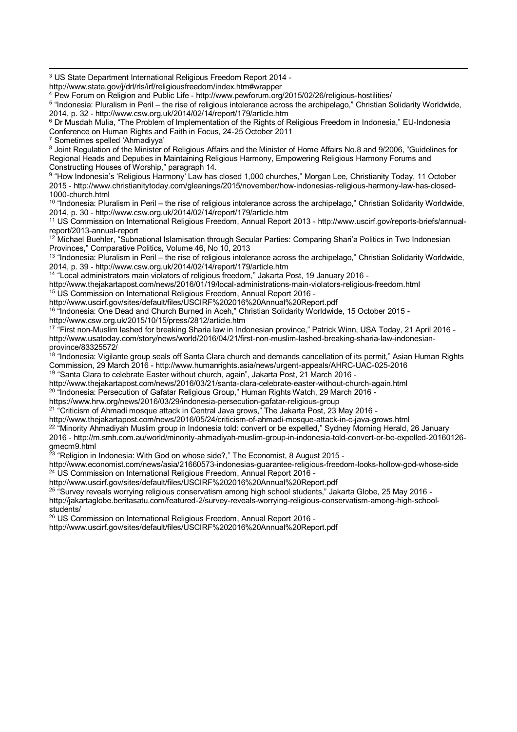[3] US State Department International Religious Freedom Report 2014 - http://www.state.gov/j/drl/rls/irf/religiousfreedom/index.htm#wrapper

[4] Pew Forum on Religion and Public Life - http://www.pewforum.org/2015/02/26/religious-hostilities/

[5] "Indonesia: Pluralism in Peril – the rise of religious intolerance across the archipelago," Christian Solidarity Worldwide, 2014, p. 32 - http://www.csw.org.uk/2014/02/14/report/179/article.htm

[6] Dr Musdah Mulia, "The Problem of Implementation of the Rights of Religious Freedom in Indonesia," EU-Indonesia Conference on Human Rights and Faith in Focus, 24-25 October 2011

[7] Sometimes spelled 'Ahmadiyya'

[8] Joint Regulation of the Minister of Religious Affairs and the Minister of Home Affairs No.8 and 9/2006, "Guidelines for Regional Heads and Deputies in Maintaining Religious Harmony, Empowering Religious Harmony Forums and Constructing Houses of Worship," paragraph 14.

[9] "How Indonesia's 'Religious Harmony' Law has closed 1,000 churches," Morgan Lee, Christianity Today, 11 October 2015 - http://www.christianitytoday.com/gleanings/2015/november/how-indonesias-religious-harmony-law-has-closed-1000-church.html

[10] "Indonesia: Pluralism in Peril – the rise of religious intolerance across the archipelago," Christian Solidarity Worldwide, 2014, p. 30 - http://www.csw.org.uk/2014/02/14/report/179/article.htm

[11] US Commission on International Religious Freedom, Annual Report 2013 - http://www.uscirf.gov/reports-briefs/annual-report/2013-annual-report

[12] Michael Buehler, "Subnational Islamisation through Secular Parties: Comparing Shari'a Politics in Two Indonesian Provinces," Comparative Politics, Volume 46, No 10, 2013

[13] "Indonesia: Pluralism in Peril – the rise of religious intolerance across the archipelago," Christian Solidarity Worldwide, 2014, p. 39 - http://www.csw.org.uk/2014/02/14/report/179/article.htm

[14] "Local administrators main violators of religious freedom," Jakarta Post, 19 January 2016 - http://www.thejakartapost.com/news/2016/01/19/local-administrations-main-violators-religious-freedom.html

[15] US Commission on International Religious Freedom, Annual Report 2016 - http://www.uscirf.gov/sites/default/files/USCIRF%202016%20Annual%20Report.pdf

[16] "Indonesia: One Dead and Church Burned in Aceh," Christian Solidarity Worldwide, 15 October 2015 - http://www.csw.org.uk/2015/10/15/press/2812/article.htm

[17] "First non-Muslim lashed for breaking Sharia law in Indonesian province," Patrick Winn, USA Today, 21 April 2016 - http://www.usatoday.com/story/news/world/2016/04/21/first-non-muslim-lashed-breaking-sharia-law-indonesian-province/83325572/

[18] "Indonesia: Vigilante group seals off Santa Clara church and demands cancellation of its permit," Asian Human Rights Commission, 29 March 2016 - http://www.humanrights.asia/news/urgent-appeals/AHRC-UAC-025-2016

[19] "Santa Clara to celebrate Easter without church, again", Jakarta Post, 21 March 2016 - http://www.thejakartapost.com/news/2016/03/21/santa-clara-celebrate-easter-without-church-again.html

[20] "Indonesia: Persecution of Gafatar Religious Group," Human Rights Watch, 29 March 2016 - https://www.hrw.org/news/2016/03/29/indonesia-persecution-gafatar-religious-group

[21] "Criticism of Ahmadi mosque attack in Central Java grows," The Jakarta Post, 23 May 2016 - http://www.thejakartapost.com/news/2016/05/24/criticism-of-ahmadi-mosque-attack-in-c-java-grows.html

[22] "Minority Ahmadiyah Muslim group in Indonesia told: convert or be expelled," Sydney Morning Herald, 26 January 2016 - http://m.smh.com.au/world/minority-ahmadiyah-muslim-group-in-indonesia-told-convert-or-be-expelled-20160126-gmecm9.html

[23] "Religion in Indonesia: With God on whose side?," The Economist, 8 August 2015 - http://www.economist.com/news/asia/21660573-indonesias-guarantee-religious-freedom-looks-hollow-god-whose-side

[24] US Commission on International Religious Freedom, Annual Report 2016 - http://www.uscirf.gov/sites/default/files/USCIRF%202016%20Annual%20Report.pdf

[25] "Survey reveals worrying religious conservatism among high school students," Jakarta Globe, 25 May 2016 - http://jakartaglobe.beritasatu.com/featured-2/survey-reveals-worrying-religious-conservatism-among-high-school-students/

[26] US Commission on International Religious Freedom, Annual Report 2016 - http://www.uscirf.gov/sites/default/files/USCIRF%202016%20Annual%20Report.pdf